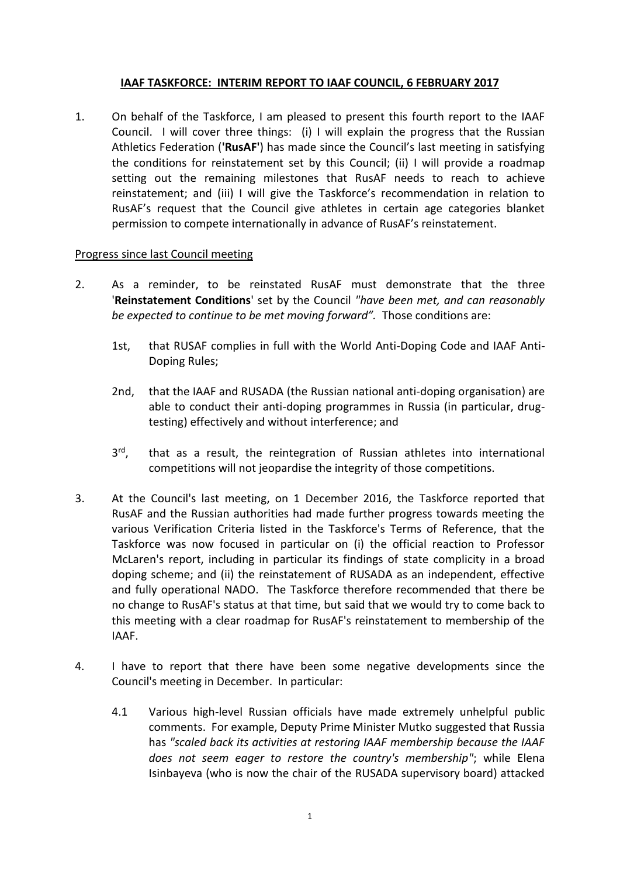**IAAF TASKFORCE: INTERIM REPORT TO IAAF COUNCIL, 6 FEBRUARY 2017**

1. On behalf of the Taskforce, I am pleased to present this fourth report to the IAAF Council. I will cover three things: (i) I will explain the progress that the Russian Athletics Federation (**'RusAF'**) has made since the Council's last meeting in satisfying the conditions for reinstatement set by this Council; (ii) I will provide a roadmap setting out the remaining milestones that RusAF needs to reach to achieve reinstatement; and (iii) I will give the Taskforce's recommendation in relation to RusAF's request that the Council give athletes in certain age categories blanket permission to compete internationally in advance of RusAF's reinstatement.

Progress since last Council meeting

2. As a reminder, to be reinstated RusAF must demonstrate that the three '**Reinstatement Conditions**' set by the Council *"have been met, and can reasonably be expected to continue to be met moving forward".* Those conditions are:

   1st, that RUSAF complies in full with the World Anti-Doping Code and IAAF Anti-Doping Rules;

   2nd, that the IAAF and RUSADA (the Russian national anti-doping organisation) are able to conduct their anti-doping programmes in Russia (in particular, drug-testing) effectively and without interference; and

   3rd, that as a result, the reintegration of Russian athletes into international competitions will not jeopardise the integrity of those competitions.

3. At the Council's last meeting, on 1 December 2016, the Taskforce reported that RusAF and the Russian authorities had made further progress towards meeting the various Verification Criteria listed in the Taskforce's Terms of Reference, that the Taskforce was now focused in particular on (i) the official reaction to Professor McLaren's report, including in particular its findings of state complicity in a broad doping scheme; and (ii) the reinstatement of RUSADA as an independent, effective and fully operational NADO. The Taskforce therefore recommended that there be no change to RusAF's status at that time, but said that we would try to come back to this meeting with a clear roadmap for RusAF's reinstatement to membership of the IAAF.

4. I have to report that there have been some negative developments since the Council's meeting in December. In particular:

   4.1 Various high-level Russian officials have made extremely unhelpful public comments. For example, Deputy Prime Minister Mutko suggested that Russia has *"scaled back its activities at restoring IAAF membership because the IAAF does not seem eager to restore the country's membership"*; while Elena Isinbayeva (who is now the chair of the RUSADA supervisory board) attacked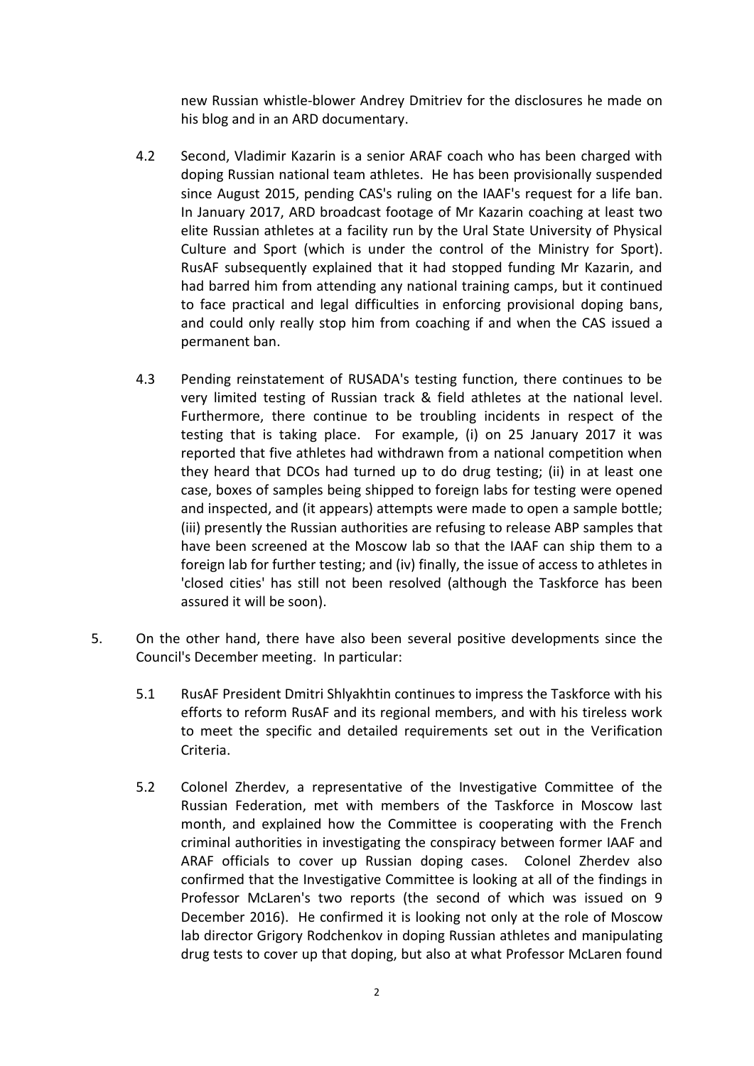new Russian whistle-blower Andrey Dmitriev for the disclosures he made on his blog and in an ARD documentary.

4.2 Second, Vladimir Kazarin is a senior ARAF coach who has been charged with doping Russian national team athletes. He has been provisionally suspended since August 2015, pending CAS's ruling on the IAAF's request for a life ban. In January 2017, ARD broadcast footage of Mr Kazarin coaching at least two elite Russian athletes at a facility run by the Ural State University of Physical Culture and Sport (which is under the control of the Ministry for Sport). RusAF subsequently explained that it had stopped funding Mr Kazarin, and had barred him from attending any national training camps, but it continued to face practical and legal difficulties in enforcing provisional doping bans, and could only really stop him from coaching if and when the CAS issued a permanent ban.

4.3 Pending reinstatement of RUSADA's testing function, there continues to be very limited testing of Russian track & field athletes at the national level. Furthermore, there continue to be troubling incidents in respect of the testing that is taking place. For example, (i) on 25 January 2017 it was reported that five athletes had withdrawn from a national competition when they heard that DCOs had turned up to do drug testing; (ii) in at least one case, boxes of samples being shipped to foreign labs for testing were opened and inspected, and (it appears) attempts were made to open a sample bottle; (iii) presently the Russian authorities are refusing to release ABP samples that have been screened at the Moscow lab so that the IAAF can ship them to a foreign lab for further testing; and (iv) finally, the issue of access to athletes in 'closed cities' has still not been resolved (although the Taskforce has been assured it will be soon).

5. On the other hand, there have also been several positive developments since the Council's December meeting. In particular:

5.1 RusAF President Dmitri Shlyakhtin continues to impress the Taskforce with his efforts to reform RusAF and its regional members, and with his tireless work to meet the specific and detailed requirements set out in the Verification Criteria.

5.2 Colonel Zherdev, a representative of the Investigative Committee of the Russian Federation, met with members of the Taskforce in Moscow last month, and explained how the Committee is cooperating with the French criminal authorities in investigating the conspiracy between former IAAF and ARAF officials to cover up Russian doping cases. Colonel Zherdev also confirmed that the Investigative Committee is looking at all of the findings in Professor McLaren's two reports (the second of which was issued on 9 December 2016). He confirmed it is looking not only at the role of Moscow lab director Grigory Rodchenkov in doping Russian athletes and manipulating drug tests to cover up that doping, but also at what Professor McLaren found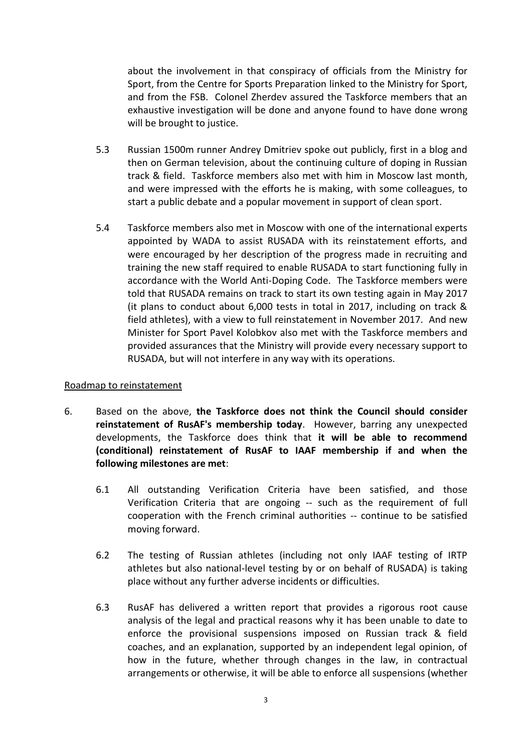about the involvement in that conspiracy of officials from the Ministry for Sport, from the Centre for Sports Preparation linked to the Ministry for Sport, and from the FSB. Colonel Zherdev assured the Taskforce members that an exhaustive investigation will be done and anyone found to have done wrong will be brought to justice.

5.3 Russian 1500m runner Andrey Dmitriev spoke out publicly, first in a blog and then on German television, about the continuing culture of doping in Russian track & field. Taskforce members also met with him in Moscow last month, and were impressed with the efforts he is making, with some colleagues, to start a public debate and a popular movement in support of clean sport.

5.4 Taskforce members also met in Moscow with one of the international experts appointed by WADA to assist RUSADA with its reinstatement efforts, and were encouraged by her description of the progress made in recruiting and training the new staff required to enable RUSADA to start functioning fully in accordance with the World Anti-Doping Code. The Taskforce members were told that RUSADA remains on track to start its own testing again in May 2017 (it plans to conduct about 6,000 tests in total in 2017, including on track & field athletes), with a view to full reinstatement in November 2017. And new Minister for Sport Pavel Kolobkov also met with the Taskforce members and provided assurances that the Ministry will provide every necessary support to RUSADA, but will not interfere in any way with its operations.

<u>Roadmap to reinstatement</u>

6. Based on the above, **the Taskforce does not think the Council should consider reinstatement of RusAF's membership today**. However, barring any unexpected developments, the Taskforce does think that **it will be able to recommend (conditional) reinstatement of RusAF to IAAF membership if and when the following milestones are met**:

   6.1 All outstanding Verification Criteria have been satisfied, and those Verification Criteria that are ongoing -- such as the requirement of full cooperation with the French criminal authorities -- continue to be satisfied moving forward.

   6.2 The testing of Russian athletes (including not only IAAF testing of IRTP athletes but also national-level testing by or on behalf of RUSADA) is taking place without any further adverse incidents or difficulties.

   6.3 RusAF has delivered a written report that provides a rigorous root cause analysis of the legal and practical reasons why it has been unable to date to enforce the provisional suspensions imposed on Russian track & field coaches, and an explanation, supported by an independent legal opinion, of how in the future, whether through changes in the law, in contractual arrangements or otherwise, it will be able to enforce all suspensions (whether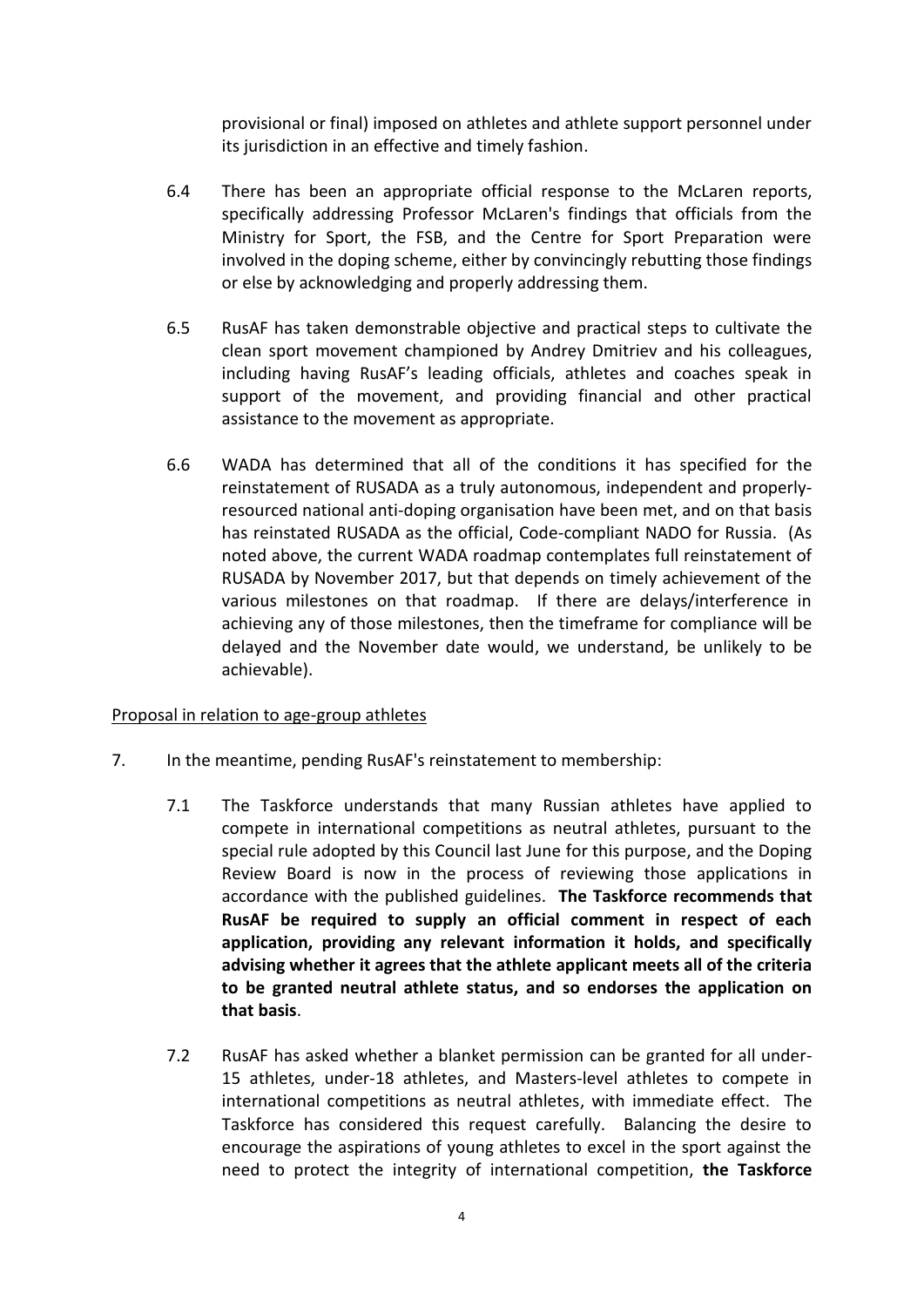provisional or final) imposed on athletes and athlete support personnel under its jurisdiction in an effective and timely fashion.

6.4 There has been an appropriate official response to the McLaren reports, specifically addressing Professor McLaren's findings that officials from the Ministry for Sport, the FSB, and the Centre for Sport Preparation were involved in the doping scheme, either by convincingly rebutting those findings or else by acknowledging and properly addressing them.

6.5 RusAF has taken demonstrable objective and practical steps to cultivate the clean sport movement championed by Andrey Dmitriev and his colleagues, including having RusAF's leading officials, athletes and coaches speak in support of the movement, and providing financial and other practical assistance to the movement as appropriate.

6.6 WADA has determined that all of the conditions it has specified for the reinstatement of RUSADA as a truly autonomous, independent and properly-resourced national anti-doping organisation have been met, and on that basis has reinstated RUSADA as the official, Code-compliant NADO for Russia. (As noted above, the current WADA roadmap contemplates full reinstatement of RUSADA by November 2017, but that depends on timely achievement of the various milestones on that roadmap. If there are delays/interference in achieving any of those milestones, then the timeframe for compliance will be delayed and the November date would, we understand, be unlikely to be achievable).

<u>Proposal in relation to age-group athletes</u>

7. In the meantime, pending RusAF's reinstatement to membership:

7.1 The Taskforce understands that many Russian athletes have applied to compete in international competitions as neutral athletes, pursuant to the special rule adopted by this Council last June for this purpose, and the Doping Review Board is now in the process of reviewing those applications in accordance with the published guidelines. **The Taskforce recommends that RusAF be required to supply an official comment in respect of each application, providing any relevant information it holds, and specifically advising whether it agrees that the athlete applicant meets all of the criteria to be granted neutral athlete status, and so endorses the application on that basis**.

7.2 RusAF has asked whether a blanket permission can be granted for all under-15 athletes, under-18 athletes, and Masters-level athletes to compete in international competitions as neutral athletes, with immediate effect. The Taskforce has considered this request carefully. Balancing the desire to encourage the aspirations of young athletes to excel in the sport against the need to protect the integrity of international competition, **the Taskforce**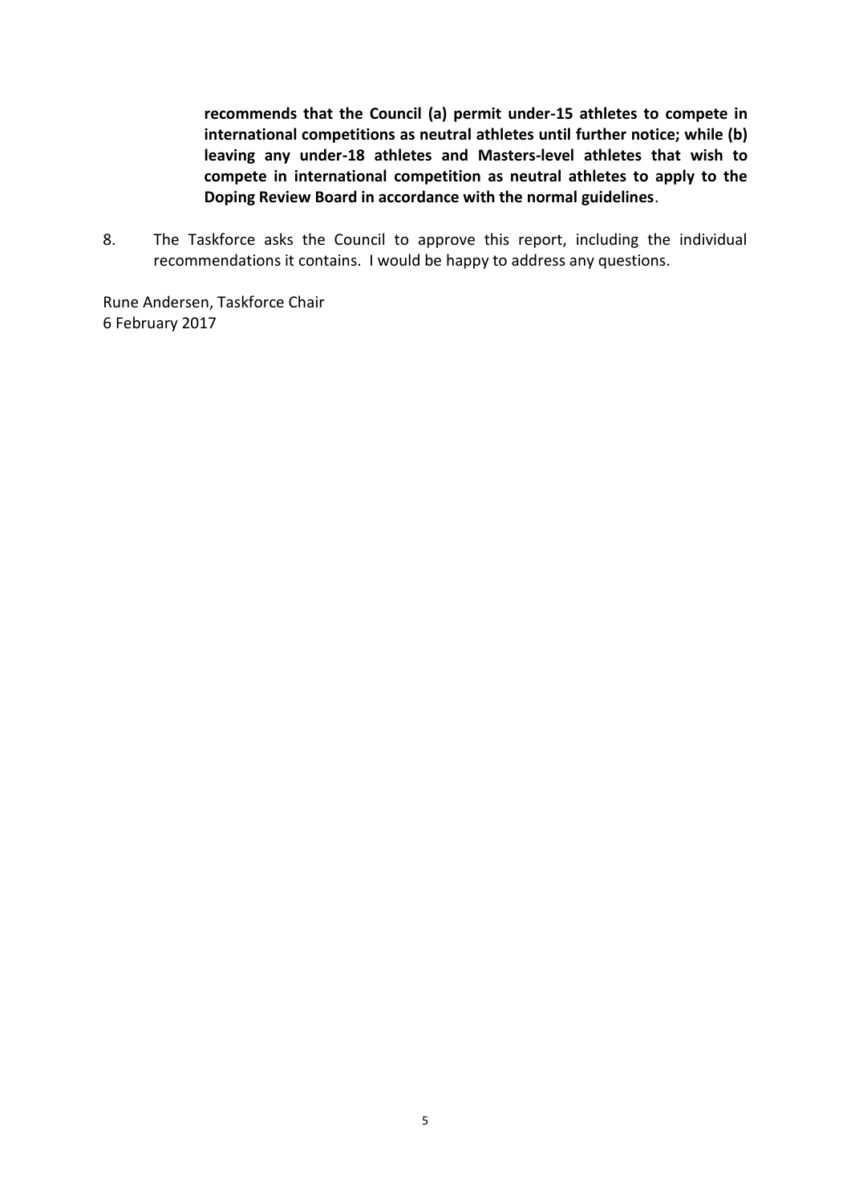**recommends that the Council (a) permit under-15 athletes to compete in international competitions as neutral athletes until further notice; while (b) leaving any under-18 athletes and Masters-level athletes that wish to compete in international competition as neutral athletes to apply to the Doping Review Board in accordance with the normal guidelines**.

8. The Taskforce asks the Council to approve this report, including the individual recommendations it contains. I would be happy to address any questions.

Rune Andersen, Taskforce Chair
6 February 2017